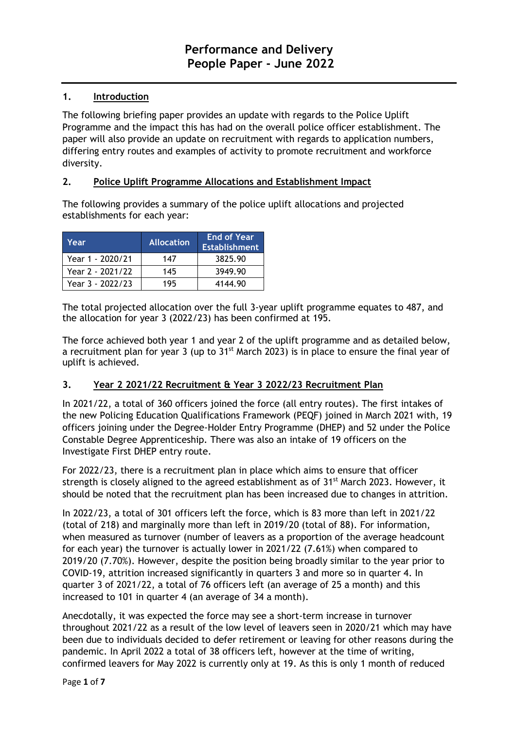# Performance and Delivery
# People Paper - June 2022

## 1. Introduction

The following briefing paper provides an update with regards to the Police Uplift Programme and the impact this has had on the overall police officer establishment. The paper will also provide an update on recruitment with regards to application numbers, differing entry routes and examples of activity to promote recruitment and workforce diversity.

## 2. Police Uplift Programme Allocations and Establishment Impact

The following provides a summary of the police uplift allocations and projected establishments for each year:

| Year | Allocation | End of Year Establishment |
|---|---|---|
| Year 1 - 2020/21 | 147 | 3825.90 |
| Year 2 - 2021/22 | 145 | 3949.90 |
| Year 3 - 2022/23 | 195 | 4144.90 |

The total projected allocation over the full 3-year uplift programme equates to 487, and the allocation for year 3 (2022/23) has been confirmed at 195.

The force achieved both year 1 and year 2 of the uplift programme and as detailed below, a recruitment plan for year 3 (up to 31st March 2023) is in place to ensure the final year of uplift is achieved.

## 3. Year 2 2021/22 Recruitment & Year 3 2022/23 Recruitment Plan

In 2021/22, a total of 360 officers joined the force (all entry routes). The first intakes of the new Policing Education Qualifications Framework (PEQF) joined in March 2021 with, 19 officers joining under the Degree-Holder Entry Programme (DHEP) and 52 under the Police Constable Degree Apprenticeship. There was also an intake of 19 officers on the Investigate First DHEP entry route.

For 2022/23, there is a recruitment plan in place which aims to ensure that officer strength is closely aligned to the agreed establishment as of 31st March 2023. However, it should be noted that the recruitment plan has been increased due to changes in attrition.

In 2022/23, a total of 301 officers left the force, which is 83 more than left in 2021/22 (total of 218) and marginally more than left in 2019/20 (total of 88). For information, when measured as turnover (number of leavers as a proportion of the average headcount for each year) the turnover is actually lower in 2021/22 (7.61%) when compared to 2019/20 (7.70%). However, despite the position being broadly similar to the year prior to COVID-19, attrition increased significantly in quarters 3 and more so in quarter 4. In quarter 3 of 2021/22, a total of 76 officers left (an average of 25 a month) and this increased to 101 in quarter 4 (an average of 34 a month).

Anecdotally, it was expected the force may see a short-term increase in turnover throughout 2021/22 as a result of the low level of leavers seen in 2020/21 which may have been due to individuals decided to defer retirement or leaving for other reasons during the pandemic. In April 2022 a total of 38 officers left, however at the time of writing, confirmed leavers for May 2022 is currently only at 19. As this is only 1 month of reduced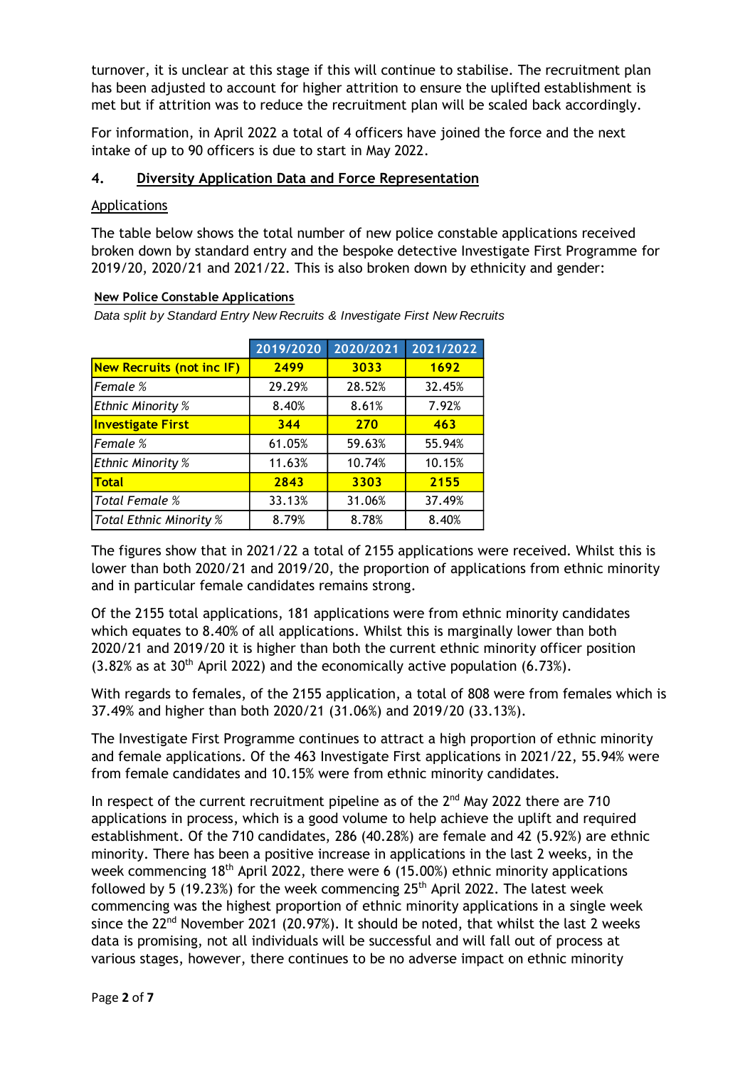turnover, it is unclear at this stage if this will continue to stabilise. The recruitment plan has been adjusted to account for higher attrition to ensure the uplifted establishment is met but if attrition was to reduce the recruitment plan will be scaled back accordingly.

For information, in April 2022 a total of 4 officers have joined the force and the next intake of up to 90 officers is due to start in May 2022.

## 4. Diversity Application Data and Force Representation

### Applications

The table below shows the total number of new police constable applications received broken down by standard entry and the bespoke detective Investigate First Programme for 2019/20, 2020/21 and 2021/22. This is also broken down by ethnicity and gender:

**New Police Constable Applications**

*Data split by Standard Entry New Recruits & Investigate First New Recruits*

| | 2019/2020 | 2020/2021 | 2021/2022 |
|---|---|---|---|
| **New Recruits (not inc IF)** | **2499** | **3033** | **1692** |
| *Female %* | 29.29% | 28.52% | 32.45% |
| *Ethnic Minority %* | 8.40% | 8.61% | 7.92% |
| **Investigate First** | **344** | **270** | **463** |
| *Female %* | 61.05% | 59.63% | 55.94% |
| *Ethnic Minority %* | 11.63% | 10.74% | 10.15% |
| **Total** | **2843** | **3303** | **2155** |
| *Total Female %* | 33.13% | 31.06% | 37.49% |
| *Total Ethnic Minority %* | 8.79% | 8.78% | 8.40% |

The figures show that in 2021/22 a total of 2155 applications were received. Whilst this is lower than both 2020/21 and 2019/20, the proportion of applications from ethnic minority and in particular female candidates remains strong.

Of the 2155 total applications, 181 applications were from ethnic minority candidates which equates to 8.40% of all applications. Whilst this is marginally lower than both 2020/21 and 2019/20 it is higher than both the current ethnic minority officer position (3.82% as at 30th April 2022) and the economically active population (6.73%).

With regards to females, of the 2155 application, a total of 808 were from females which is 37.49% and higher than both 2020/21 (31.06%) and 2019/20 (33.13%).

The Investigate First Programme continues to attract a high proportion of ethnic minority and female applications. Of the 463 Investigate First applications in 2021/22, 55.94% were from female candidates and 10.15% were from ethnic minority candidates.

In respect of the current recruitment pipeline as of the 2nd May 2022 there are 710 applications in process, which is a good volume to help achieve the uplift and required establishment. Of the 710 candidates, 286 (40.28%) are female and 42 (5.92%) are ethnic minority. There has been a positive increase in applications in the last 2 weeks, in the week commencing 18th April 2022, there were 6 (15.00%) ethnic minority applications followed by 5 (19.23%) for the week commencing 25th April 2022. The latest week commencing was the highest proportion of ethnic minority applications in a single week since the 22nd November 2021 (20.97%). It should be noted, that whilst the last 2 weeks data is promising, not all individuals will be successful and will fall out of process at various stages, however, there continues to be no adverse impact on ethnic minority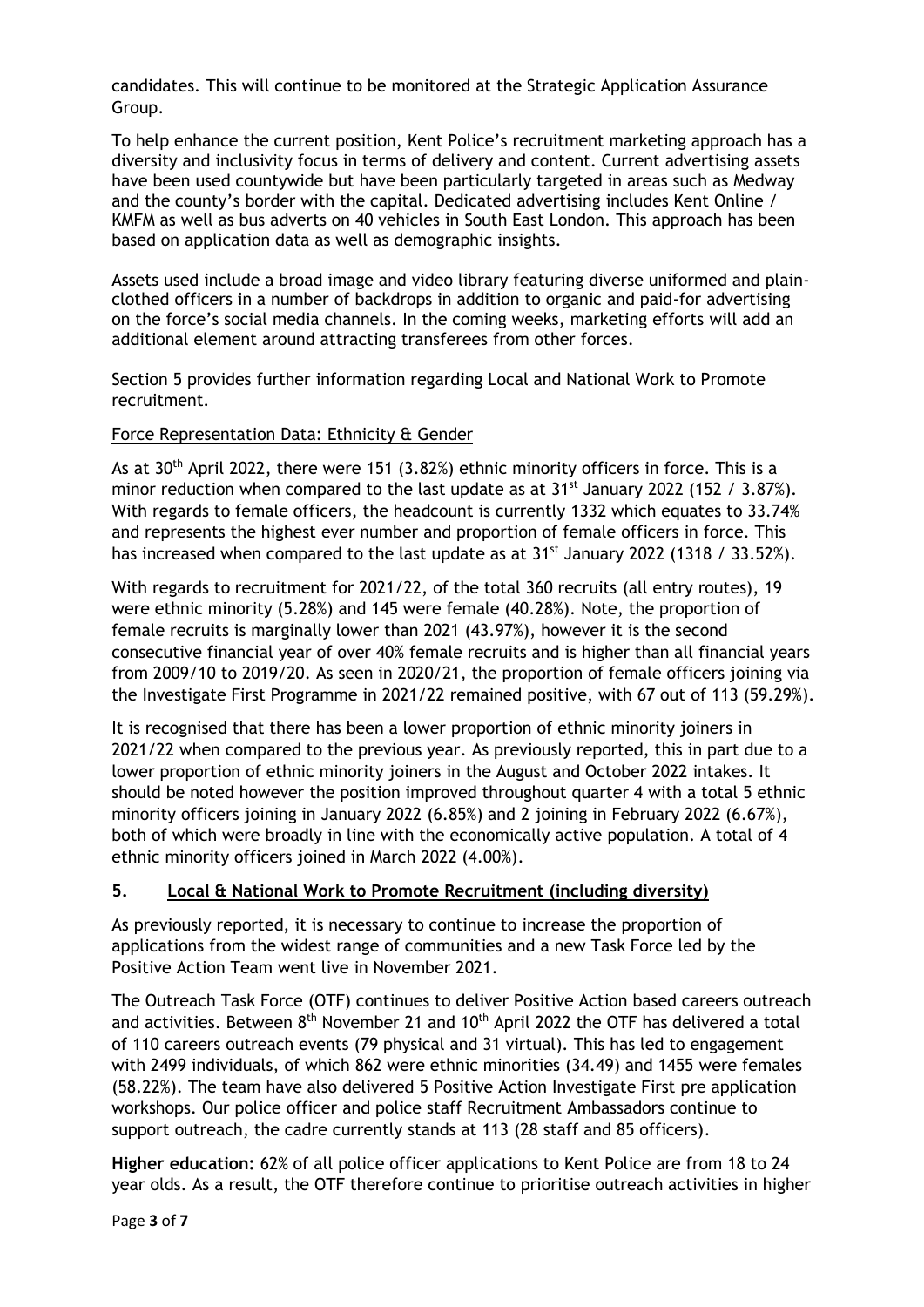candidates. This will continue to be monitored at the Strategic Application Assurance Group.

To help enhance the current position, Kent Police's recruitment marketing approach has a diversity and inclusivity focus in terms of delivery and content. Current advertising assets have been used countywide but have been particularly targeted in areas such as Medway and the county's border with the capital. Dedicated advertising includes Kent Online / KMFM as well as bus adverts on 40 vehicles in South East London. This approach has been based on application data as well as demographic insights.

Assets used include a broad image and video library featuring diverse uniformed and plain-clothed officers in a number of backdrops in addition to organic and paid-for advertising on the force's social media channels. In the coming weeks, marketing efforts will add an additional element around attracting transferees from other forces.

Section 5 provides further information regarding Local and National Work to Promote recruitment.

Force Representation Data: Ethnicity & Gender

As at 30th April 2022, there were 151 (3.82%) ethnic minority officers in force. This is a minor reduction when compared to the last update as at 31st January 2022 (152 / 3.87%). With regards to female officers, the headcount is currently 1332 which equates to 33.74% and represents the highest ever number and proportion of female officers in force. This has increased when compared to the last update as at 31st January 2022 (1318 / 33.52%).

With regards to recruitment for 2021/22, of the total 360 recruits (all entry routes), 19 were ethnic minority (5.28%) and 145 were female (40.28%). Note, the proportion of female recruits is marginally lower than 2021 (43.97%), however it is the second consecutive financial year of over 40% female recruits and is higher than all financial years from 2009/10 to 2019/20. As seen in 2020/21, the proportion of female officers joining via the Investigate First Programme in 2021/22 remained positive, with 67 out of 113 (59.29%).

It is recognised that there has been a lower proportion of ethnic minority joiners in 2021/22 when compared to the previous year. As previously reported, this in part due to a lower proportion of ethnic minority joiners in the August and October 2022 intakes. It should be noted however the position improved throughout quarter 4 with a total 5 ethnic minority officers joining in January 2022 (6.85%) and 2 joining in February 2022 (6.67%), both of which were broadly in line with the economically active population. A total of 4 ethnic minority officers joined in March 2022 (4.00%).

## 5. Local & National Work to Promote Recruitment (including diversity)

As previously reported, it is necessary to continue to increase the proportion of applications from the widest range of communities and a new Task Force led by the Positive Action Team went live in November 2021.

The Outreach Task Force (OTF) continues to deliver Positive Action based careers outreach and activities. Between 8th November 21 and 10th April 2022 the OTF has delivered a total of 110 careers outreach events (79 physical and 31 virtual). This has led to engagement with 2499 individuals, of which 862 were ethnic minorities (34.49) and 1455 were females (58.22%). The team have also delivered 5 Positive Action Investigate First pre application workshops. Our police officer and police staff Recruitment Ambassadors continue to support outreach, the cadre currently stands at 113 (28 staff and 85 officers).

**Higher education:** 62% of all police officer applications to Kent Police are from 18 to 24 year olds. As a result, the OTF therefore continue to prioritise outreach activities in higher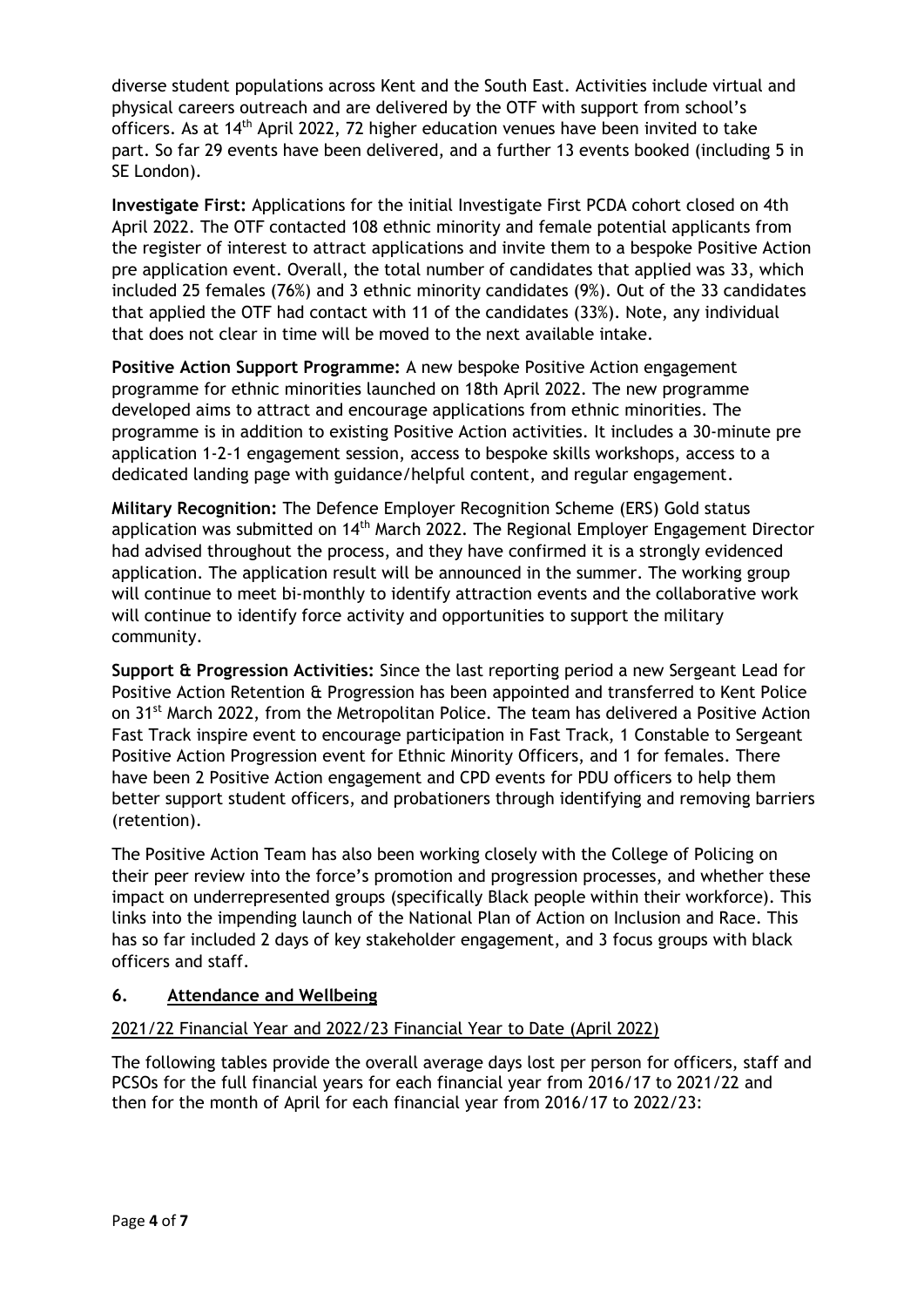diverse student populations across Kent and the South East. Activities include virtual and physical careers outreach and are delivered by the OTF with support from school's officers. As at 14th April 2022, 72 higher education venues have been invited to take part. So far 29 events have been delivered, and a further 13 events booked (including 5 in SE London).

**Investigate First:** Applications for the initial Investigate First PCDA cohort closed on 4th April 2022. The OTF contacted 108 ethnic minority and female potential applicants from the register of interest to attract applications and invite them to a bespoke Positive Action pre application event. Overall, the total number of candidates that applied was 33, which included 25 females (76%) and 3 ethnic minority candidates (9%). Out of the 33 candidates that applied the OTF had contact with 11 of the candidates (33%). Note, any individual that does not clear in time will be moved to the next available intake.

**Positive Action Support Programme:** A new bespoke Positive Action engagement programme for ethnic minorities launched on 18th April 2022. The new programme developed aims to attract and encourage applications from ethnic minorities. The programme is in addition to existing Positive Action activities. It includes a 30-minute pre application 1-2-1 engagement session, access to bespoke skills workshops, access to a dedicated landing page with guidance/helpful content, and regular engagement.

**Military Recognition:** The Defence Employer Recognition Scheme (ERS) Gold status application was submitted on 14th March 2022. The Regional Employer Engagement Director had advised throughout the process, and they have confirmed it is a strongly evidenced application. The application result will be announced in the summer. The working group will continue to meet bi-monthly to identify attraction events and the collaborative work will continue to identify force activity and opportunities to support the military community.

**Support & Progression Activities:** Since the last reporting period a new Sergeant Lead for Positive Action Retention & Progression has been appointed and transferred to Kent Police on 31st March 2022, from the Metropolitan Police. The team has delivered a Positive Action Fast Track inspire event to encourage participation in Fast Track, 1 Constable to Sergeant Positive Action Progression event for Ethnic Minority Officers, and 1 for females. There have been 2 Positive Action engagement and CPD events for PDU officers to help them better support student officers, and probationers through identifying and removing barriers (retention).

The Positive Action Team has also been working closely with the College of Policing on their peer review into the force's promotion and progression processes, and whether these impact on underrepresented groups (specifically Black people within their workforce). This links into the impending launch of the National Plan of Action on Inclusion and Race. This has so far included 2 days of key stakeholder engagement, and 3 focus groups with black officers and staff.

## 6. Attendance and Wellbeing

2021/22 Financial Year and 2022/23 Financial Year to Date (April 2022)

The following tables provide the overall average days lost per person for officers, staff and PCSOs for the full financial years for each financial year from 2016/17 to 2021/22 and then for the month of April for each financial year from 2016/17 to 2022/23: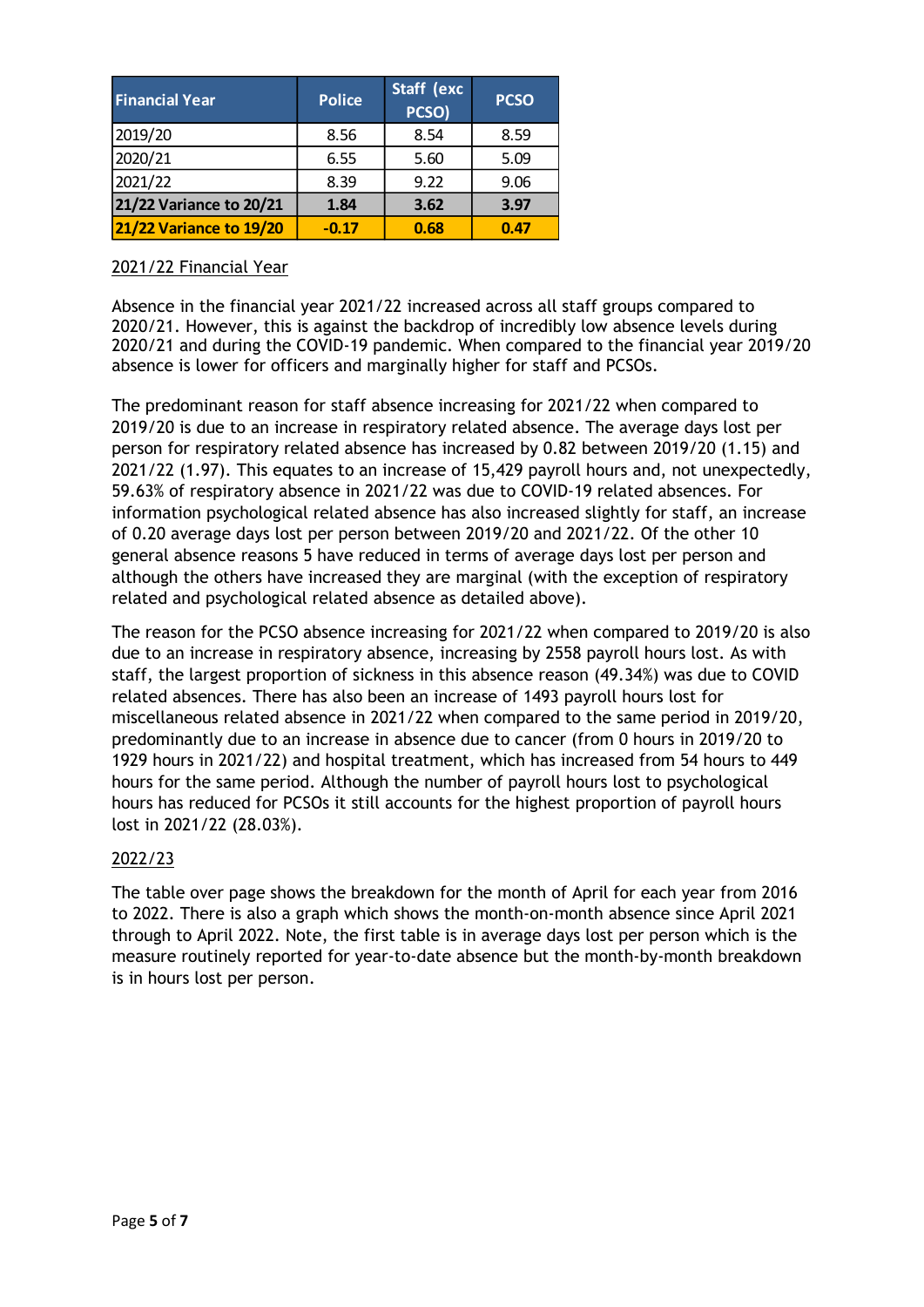| Financial Year | Police | Staff (exc PCSO) | PCSO |
|---|---|---|---|
| 2019/20 | 8.56 | 8.54 | 8.59 |
| 2020/21 | 6.55 | 5.60 | 5.09 |
| 2021/22 | 8.39 | 9.22 | 9.06 |
| **21/22 Variance to 20/21** | **1.84** | **3.62** | **3.97** |
| **21/22 Variance to 19/20** | **-0.17** | **0.68** | **0.47** |

2021/22 Financial Year

Absence in the financial year 2021/22 increased across all staff groups compared to 2020/21. However, this is against the backdrop of incredibly low absence levels during 2020/21 and during the COVID-19 pandemic. When compared to the financial year 2019/20 absence is lower for officers and marginally higher for staff and PCSOs.

The predominant reason for staff absence increasing for 2021/22 when compared to 2019/20 is due to an increase in respiratory related absence. The average days lost per person for respiratory related absence has increased by 0.82 between 2019/20 (1.15) and 2021/22 (1.97). This equates to an increase of 15,429 payroll hours and, not unexpectedly, 59.63% of respiratory absence in 2021/22 was due to COVID-19 related absences. For information psychological related absence has also increased slightly for staff, an increase of 0.20 average days lost per person between 2019/20 and 2021/22. Of the other 10 general absence reasons 5 have reduced in terms of average days lost per person and although the others have increased they are marginal (with the exception of respiratory related and psychological related absence as detailed above).

The reason for the PCSO absence increasing for 2021/22 when compared to 2019/20 is also due to an increase in respiratory absence, increasing by 2558 payroll hours lost. As with staff, the largest proportion of sickness in this absence reason (49.34%) was due to COVID related absences. There has also been an increase of 1493 payroll hours lost for miscellaneous related absence in 2021/22 when compared to the same period in 2019/20, predominantly due to an increase in absence due to cancer (from 0 hours in 2019/20 to 1929 hours in 2021/22) and hospital treatment, which has increased from 54 hours to 449 hours for the same period. Although the number of payroll hours lost to psychological hours has reduced for PCSOs it still accounts for the highest proportion of payroll hours lost in 2021/22 (28.03%).

2022/23

The table over page shows the breakdown for the month of April for each year from 2016 to 2022. There is also a graph which shows the month-on-month absence since April 2021 through to April 2022. Note, the first table is in average days lost per person which is the measure routinely reported for year-to-date absence but the month-by-month breakdown is in hours lost per person.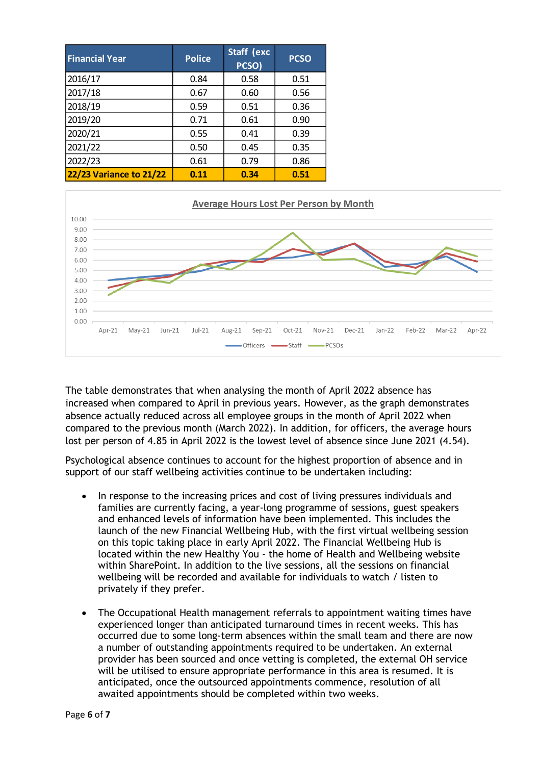| Financial Year | Police | Staff (exc PCSO) | PCSO |
|---|---|---|---|
| 2016/17 | 0.84 | 0.58 | 0.51 |
| 2017/18 | 0.67 | 0.60 | 0.56 |
| 2018/19 | 0.59 | 0.51 | 0.36 |
| 2019/20 | 0.71 | 0.61 | 0.90 |
| 2020/21 | 0.55 | 0.41 | 0.39 |
| 2021/22 | 0.50 | 0.45 | 0.35 |
| 2022/23 | 0.61 | 0.79 | 0.86 |
| **22/23 Variance to 21/22** | **0.11** | **0.34** | **0.51** |

The table demonstrates that when analysing the month of April 2022 absence has increased when compared to April in previous years. However, as the graph demonstrates absence actually reduced across all employee groups in the month of April 2022 when compared to the previous month (March 2022). In addition, for officers, the average hours lost per person of 4.85 in April 2022 is the lowest level of absence since June 2021 (4.54).

Psychological absence continues to account for the highest proportion of absence and in support of our staff wellbeing activities continue to be undertaken including:

- In response to the increasing prices and cost of living pressures individuals and families are currently facing, a year-long programme of sessions, guest speakers and enhanced levels of information have been implemented. This includes the launch of the new Financial Wellbeing Hub, with the first virtual wellbeing session on this topic taking place in early April 2022. The Financial Wellbeing Hub is located within the new Healthy You - the home of Health and Wellbeing website within SharePoint. In addition to the live sessions, all the sessions on financial wellbeing will be recorded and available for individuals to watch / listen to privately if they prefer.

- The Occupational Health management referrals to appointment waiting times have experienced longer than anticipated turnaround times in recent weeks. This has occurred due to some long-term absences within the small team and there are now a number of outstanding appointments required to be undertaken. An external provider has been sourced and once vetting is completed, the external OH service will be utilised to ensure appropriate performance in this area is resumed. It is anticipated, once the outsourced appointments commence, resolution of all awaited appointments should be completed within two weeks.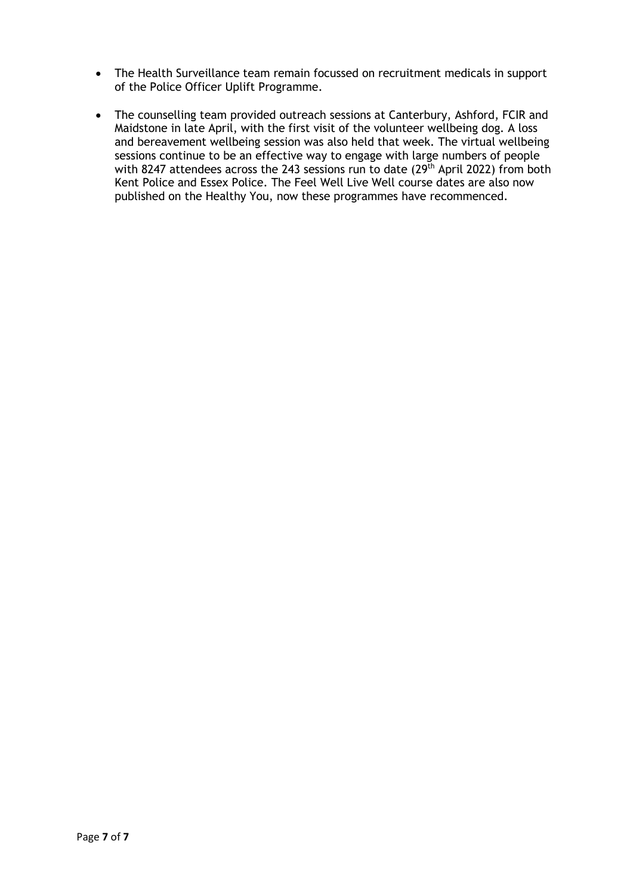- The Health Surveillance team remain focussed on recruitment medicals in support of the Police Officer Uplift Programme.

- The counselling team provided outreach sessions at Canterbury, Ashford, FCIR and Maidstone in late April, with the first visit of the volunteer wellbeing dog. A loss and bereavement wellbeing session was also held that week. The virtual wellbeing sessions continue to be an effective way to engage with large numbers of people with 8247 attendees across the 243 sessions run to date (29th April 2022) from both Kent Police and Essex Police. The Feel Well Live Well course dates are also now published on the Healthy You, now these programmes have recommenced.